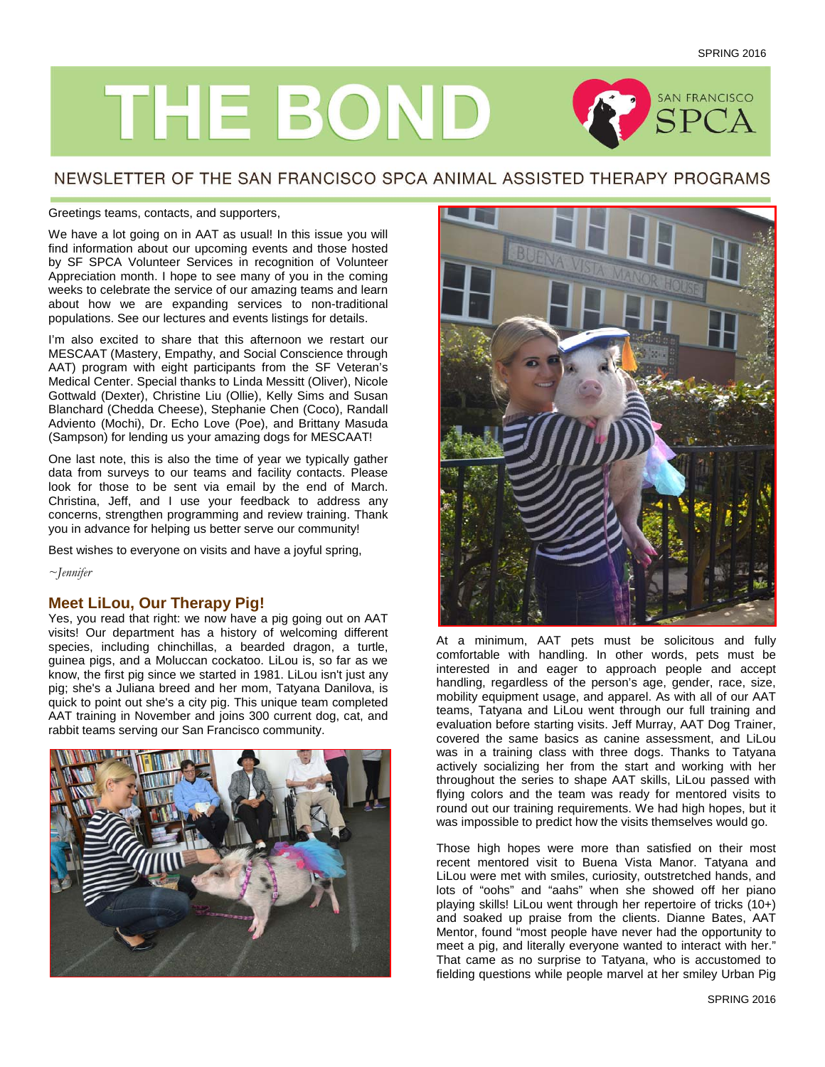# THE BOND

## NEWSLETTER OF THE SAN FRANCISCO SPCA ANIMAL ASSISTED THERAPY PROGRAMS

Greetings teams, contacts, and supporters,

We have a lot going on in AAT as usual! In this issue you will find information about our upcoming events and those hosted by SF SPCA Volunteer Services in recognition of Volunteer Appreciation month. I hope to see many of you in the coming weeks to celebrate the service of our amazing teams and learn about how we are expanding services to non-traditional populations. See our lectures and events listings for details.

I'm also excited to share that this afternoon we restart our MESCAAT (Mastery, Empathy, and Social Conscience through AAT) program with eight participants from the SF Veteran's Medical Center. Special thanks to Linda Messitt (Oliver), Nicole Gottwald (Dexter), Christine Liu (Ollie), Kelly Sims and Susan Blanchard (Chedda Cheese), Stephanie Chen (Coco), Randall Adviento (Mochi), Dr. Echo Love (Poe), and Brittany Masuda (Sampson) for lending us your amazing dogs for MESCAAT!

One last note, this is also the time of year we typically gather data from surveys to our teams and facility contacts. Please look for those to be sent via email by the end of March. Christina, Jeff, and I use your feedback to address any concerns, strengthen programming and review training. Thank you in advance for helping us better serve our community!

Best wishes to everyone on visits and have a joyful spring,

*~Jennifer*

### Meet LiLou, Our Therapy Pig!

Yes, you read that right: we now have a pig going out on AAT visits! Our department has a history of welcoming different species, including chinchillas, a bearded dragon, a turtle, guinea pigs, and a Moluccan cockatoo. LiLou is, so far as we know, the first pig since we started in 1981. LiLou isn't just any pig; she's a Juliana breed and her mom, Tatyana Danilova, is quick to point out she's a city pig. This unique team completed AAT training in November and joins 300 current dog, cat, and rabbit teams serving our San Francisco community.

At a minimum, AAT pets must be solicitous and fully comfortable with handling. In other words, pets must be interested in and eager to approach people and accept handling, regardless of the person's age, gender, race, size, mobility equipment usage, and apparel. As with all of our AAT teams, Tatyana and LiLou went through our full training and evaluation before starting visits. Jeff Murray, AAT Dog Trainer, covered the same basics as canine assessment, and LiLou was in a training class with three dogs. Thanks to Tatyana actively socializing her from the start and working with her throughout the series to shape AAT skills, LiLou passed with flying colors and the team was ready for mentored visits to round out our training requirements. We had high hopes, but it was impossible to predict how the visits themselves would go.

Those high hopes were more than satisfied on their most recent mentored visit to Buena Vista Manor. Tatyana and LiLou were met with smiles, curiosity, outstretched hands, and lots of "oohs" and "aahs" when she showed off her piano playing skills! LiLou went through her repertoire of tricks (10+) and soaked up praise from the clients. Dianne Bates, AAT Mentor, found "most people have never had the opportunity to meet a pig, and literally everyone wanted to interact with her." That came as no surprise to Tatyana, who is accustomed to fielding questions while people marvel at her smiley Urban Pig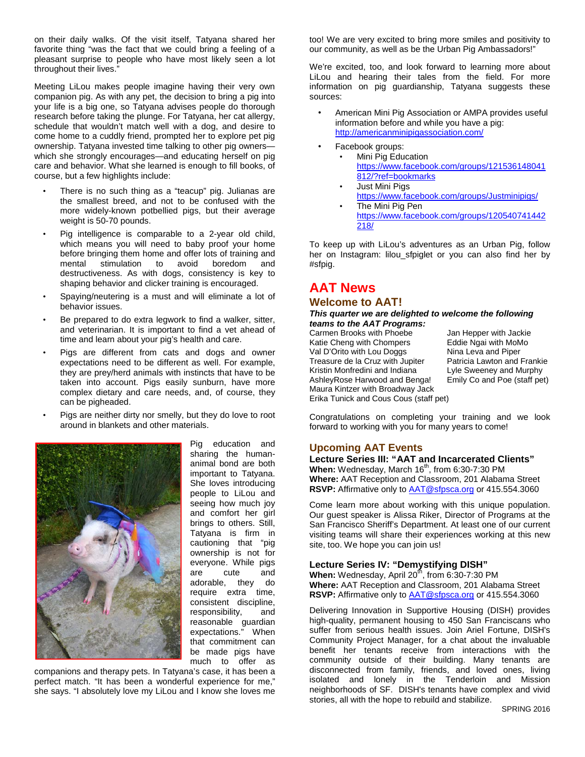on their daily walks. Of the visit itself, Tatyana shared her favorite thing "was the fact that we could bring a feeling of a pleasant surprise to people who have most likely seen a lot throughout their lives."

Meeting LiLou makes people imagine having their very own companion pig. As with any pet, the decision to bring a pig into your life is a big one, so Tatyana advises people do thorough research before taking the plunge. For Tatyana, her cat allergy, schedule that wouldn't match well with a dog, and desire to come home to a cuddly friend, prompted her to explore pet pig ownership. Tatyana invested time talking to other pig owners—which she strongly encourages—and educating herself on pig care and behavior. What she learned is enough to fill books, of course, but a few highlights include:

- There is no such thing as a "teacup" pig. Julianas are the smallest breed, and not to be confused with the more widely-known potbellied pigs, but their average weight is 50-70 pounds.
- Pig intelligence is comparable to a 2-year old child, which means you will need to baby proof your home before bringing them home and offer lots of training and mental stimulation to avoid boredom and destructiveness. As with dogs, consistency is key to shaping behavior and clicker training is encouraged.
- Spaying/neutering is a must and will eliminate a lot of behavior issues.
- Be prepared to do extra legwork to find a walker, sitter, and veterinarian. It is important to find a vet ahead of time and learn about your pig's health and care.
- Pigs are different from cats and dogs and owner expectations need to be different as well. For example, they are prey/herd animals with instincts that have to be taken into account. Pigs easily sunburn, have more complex dietary and care needs, and, of course, they can be pigheaded.
- Pigs are neither dirty nor smelly, but they do love to root around in blankets and other materials.

Pig education and sharing the human-animal bond are both important to Tatyana. She loves introducing people to LiLou and seeing how much joy and comfort her girl brings to others. Still, Tatyana is firm in cautioning that "pig ownership is not for everyone. While pigs are cute and adorable, they do require extra time, consistent discipline, responsibility, and reasonable guardian expectations." When that commitment can be made pigs have much to offer as companions and therapy pets. In Tatyana's case, it has been a perfect match. "It has been a wonderful experience for me," she says. "I absolutely love my LiLou and I know she loves me too! We are very excited to bring more smiles and positivity to our community, as well as be the Urban Pig Ambassadors!"

We're excited, too, and look forward to learning more about LiLou and hearing their tales from the field. For more information on pig guardianship, Tatyana suggests these sources:

- American Mini Pig Association or AMPA provides useful information before and while you have a pig: http://americanminipigassociation.com/
- Facebook groups:
  - Mini Pig Education https://www.facebook.com/groups/121536148041812/?ref=bookmarks
  - Just Mini Pigs https://www.facebook.com/groups/Justminipigs/
  - The Mini Pig Pen https://www.facebook.com/groups/120540741442218/

To keep up with LiLou's adventures as an Urban Pig, follow her on Instagram: lilou_sfpiglet or you can also find her by #sfpig.

# AAT News

## Welcome to AAT!

***This quarter we are delighted to welcome the following teams to the AAT Programs:***

Carmen Brooks with Phoebe
Katie Cheng with Chompers
Val D'Orito with Lou Doggs
Treasure de la Cruz with Jupiter
Kristin Monfredini and Indiana
AshleyRose Harwood and Benga!
Maura Kintzer with Broadway Jack
Erika Tunick and Cous Cous (staff pet)
Jan Hepper with Jackie
Eddie Ngai with MoMo
Nina Leva and Piper
Patricia Lawton and Frankie
Lyle Sweeney and Murphy
Emily Co and Poe (staff pet)

Congratulations on completing your training and we look forward to working with you for many years to come!

## Upcoming AAT Events

### Lecture Series III: "AAT and Incarcerated Clients"

**When:** Wednesday, March 16th, from 6:30-7:30 PM
**Where:** AAT Reception and Classroom, 201 Alabama Street
**RSVP:** Affirmative only to AAT@sfspca.org or 415.554.3060

Come learn more about working with this unique population. Our guest speaker is Alissa Riker, Director of Programs at the San Francisco Sheriff's Department. At least one of our current visiting teams will share their experiences working at this new site, too. We hope you can join us!

### Lecture Series IV: "Demystifying DISH"

**When:** Wednesday, April 20th, from 6:30-7:30 PM
**Where:** AAT Reception and Classroom, 201 Alabama Street
**RSVP:** Affirmative only to AAT@sfspca.org or 415.554.3060

Delivering Innovation in Supportive Housing (DISH) provides high-quality, permanent housing to 450 San Franciscans who suffer from serious health issues. Join Ariel Fortune, DISH's Community Project Manager, for a chat about the invaluable benefit her tenants receive from interactions with the community outside of their building. Many tenants are disconnected from family, friends, and loved ones, living isolated and lonely in the Tenderloin and Mission neighborhoods of SF. DISH's tenants have complex and vivid stories, all with the hope to rebuild and stabilize.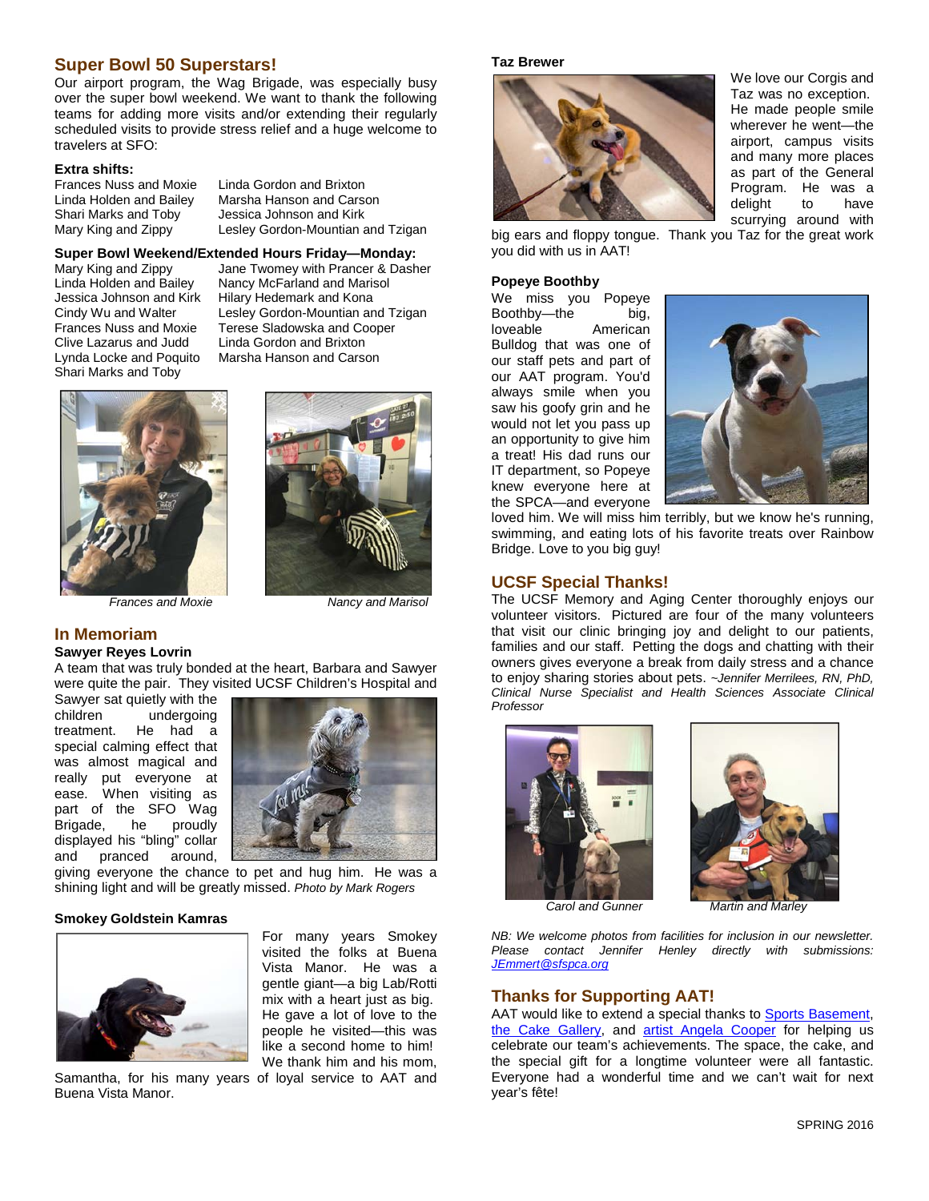## Super Bowl 50 Superstars!

Our airport program, the Wag Brigade, was especially busy over the super bowl weekend. We want to thank the following teams for adding more visits and/or extending their regularly scheduled visits to provide stress relief and a huge welcome to travelers at SFO:

**Extra shifts:**

Frances Nuss and Moxie
Linda Holden and Bailey
Shari Marks and Toby
Mary King and Zippy
Linda Gordon and Brixton
Marsha Hanson and Carson
Jessica Johnson and Kirk
Lesley Gordon-Mountian and Tzigan

**Super Bowl Weekend/Extended Hours Friday—Monday:**

Mary King and Zippy
Linda Holden and Bailey
Jessica Johnson and Kirk
Cindy Wu and Walter
Frances Nuss and Moxie
Clive Lazarus and Judd
Lynda Locke and Poquito
Shari Marks and Toby
Jane Twomey with Prancer & Dasher
Nancy McFarland and Marisol
Hilary Hedemark and Kona
Lesley Gordon-Mountian and Tzigan
Terese Sladowska and Cooper
Linda Gordon and Brixton
Marsha Hanson and Carson

*Frances and Moxie*

*Nancy and Marisol*

## In Memoriam

**Sawyer Reyes Lovrin**

A team that was truly bonded at the heart, Barbara and Sawyer were quite the pair. They visited UCSF Children's Hospital and Sawyer sat quietly with the children undergoing treatment. He had a special calming effect that was almost magical and really put everyone at ease. When visiting as part of the SFO Wag Brigade, he proudly displayed his "bling" collar and pranced around, giving everyone the chance to pet and hug him. He was a shining light and will be greatly missed. *Photo by Mark Rogers*

**Smokey Goldstein Kamras**

For many years Smokey visited the folks at Buena Vista Manor. He was a gentle giant—a big Lab/Rotti mix with a heart just as big. He gave a lot of love to the people he visited—this was like a second home to him! We thank him and his mom, Samantha, for his many years of loyal service to AAT and Buena Vista Manor.

**Taz Brewer**

We love our Corgis and Taz was no exception. He made people smile wherever he went—the airport, campus visits and many more places as part of the General Program. He was a delight to have scurrying around with big ears and floppy tongue. Thank you Taz for the great work you did with us in AAT!

**Popeye Boothby**

We miss you Popeye Boothby—the big, loveable American Bulldog that was one of our staff pets and part of our AAT program. You'd always smile when you saw his goofy grin and he would not let you pass up an opportunity to give him a treat! His dad runs our IT department, so Popeye knew everyone here at the SPCA—and everyone loved him. We will miss him terribly, but we know he's running, swimming, and eating lots of his favorite treats over Rainbow Bridge. Love to you big guy!

## UCSF Special Thanks!

The UCSF Memory and Aging Center thoroughly enjoys our volunteer visitors. Pictured are four of the many volunteers that visit our clinic bringing joy and delight to our patients, families and our staff. Petting the dogs and chatting with their owners gives everyone a break from daily stress and a chance to enjoy sharing stories about pets. *~Jennifer Merrilees, RN, PhD, Clinical Nurse Specialist and Health Sciences Associate Clinical Professor*

*Carol and Gunner*

*Martin and Marley*

*NB: We welcome photos from facilities for inclusion in our newsletter. Please contact Jennifer Henley directly with submissions: JEmmert@sfspca.org*

## Thanks for Supporting AAT!

AAT would like to extend a special thanks to Sports Basement, the Cake Gallery, and artist Angela Cooper for helping us celebrate our team's achievements. The space, the cake, and the special gift for a longtime volunteer were all fantastic. Everyone had a wonderful time and we can't wait for next year's fête!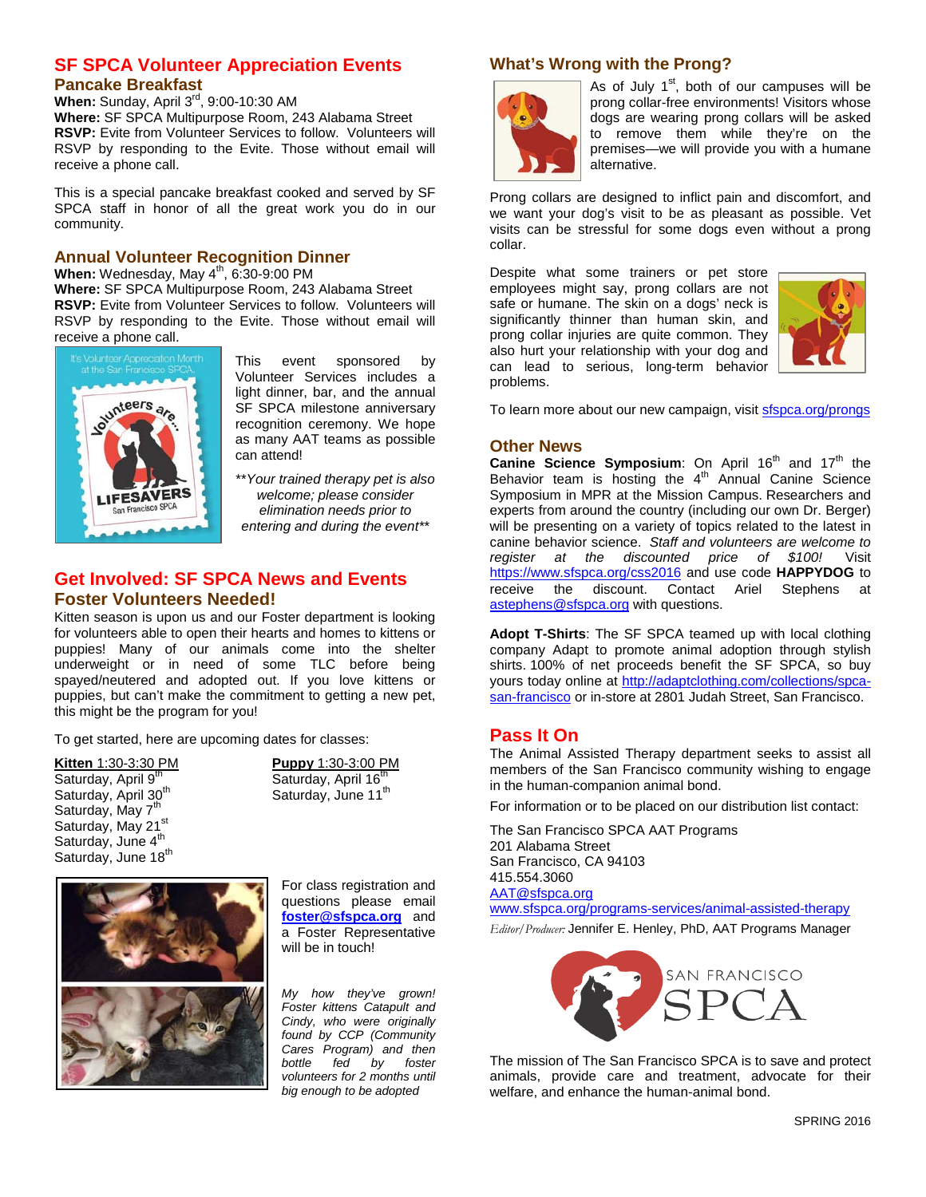## SF SPCA Volunteer Appreciation Events

### Pancake Breakfast

**When:** Sunday, April 3rd, 9:00-10:30 AM
**Where:** SF SPCA Multipurpose Room, 243 Alabama Street
**RSVP:** Evite from Volunteer Services to follow. Volunteers will RSVP by responding to the Evite. Those without email will receive a phone call.

This is a special pancake breakfast cooked and served by SF SPCA staff in honor of all the great work you do in our community.

### Annual Volunteer Recognition Dinner

**When:** Wednesday, May 4th, 6:30-9:00 PM
**Where:** SF SPCA Multipurpose Room, 243 Alabama Street
**RSVP:** Evite from Volunteer Services to follow. Volunteers will RSVP by responding to the Evite. Those without email will receive a phone call.

This event sponsored by Volunteer Services includes a light dinner, bar, and the annual SF SPCA milestone anniversary recognition ceremony. We hope as many AAT teams as possible can attend!

*\*\*Your trained therapy pet is also welcome; please consider elimination needs prior to entering and during the event\*\**

## Get Involved: SF SPCA News and Events

### Foster Volunteers Needed!

Kitten season is upon us and our Foster department is looking for volunteers able to open their hearts and homes to kittens or puppies! Many of our animals come into the shelter underweight or in need of some TLC before being spayed/neutered and adopted out. If you love kittens or puppies, but can't make the commitment to getting a new pet, this might be the program for you!

To get started, here are upcoming dates for classes:

**Kitten** 1:30-3:30 PM
Saturday, April 9th
Saturday, April 30th
Saturday, May 7th
Saturday, May 21st
Saturday, June 4th
Saturday, June 18th

**Puppy** 1:30-3:00 PM
Saturday, April 16th
Saturday, June 11th

For class registration and questions please email **foster@sfspca.org** and a Foster Representative will be in touch!

*My how they've grown! Foster kittens Catapult and Cindy, who were originally found by CCP (Community Cares Program) and then bottle fed by foster volunteers for 2 months until big enough to be adopted*

## What's Wrong with the Prong?

As of July 1st, both of our campuses will be prong collar-free environments! Visitors whose dogs are wearing prong collars will be asked to remove them while they're on the premises—we will provide you with a humane alternative.

Prong collars are designed to inflict pain and discomfort, and we want your dog's visit to be as pleasant as possible. Vet visits can be stressful for some dogs even without a prong collar.

Despite what some trainers or pet store employees might say, prong collars are not safe or humane. The skin on a dogs' neck is significantly thinner than human skin, and prong collar injuries are quite common. They also hurt your relationship with your dog and can lead to serious, long-term behavior problems.

To learn more about our new campaign, visit sfspca.org/prongs

## Other News

**Canine Science Symposium**: On April 16th and 17th the Behavior team is hosting the 4th Annual Canine Science Symposium in MPR at the Mission Campus. Researchers and experts from around the country (including our own Dr. Berger) will be presenting on a variety of topics related to the latest in canine behavior science. *Staff and volunteers are welcome to register at the discounted price of $100!* Visit https://www.sfspca.org/css2016 and use code **HAPPYDOG** to receive the discount. Contact Ariel Stephens at astephens@sfspca.org with questions.

**Adopt T-Shirts**: The SF SPCA teamed up with local clothing company Adapt to promote animal adoption through stylish shirts. 100% of net proceeds benefit the SF SPCA, so buy yours today online at http://adaptclothing.com/collections/spca-san-francisco or in-store at 2801 Judah Street, San Francisco.

## Pass It On

The Animal Assisted Therapy department seeks to assist all members of the San Francisco community wishing to engage in the human-companion animal bond.

For information or to be placed on our distribution list contact:

The San Francisco SPCA AAT Programs
201 Alabama Street
San Francisco, CA 94103
415.554.3060
AAT@sfspca.org
www.sfspca.org/programs-services/animal-assisted-therapy

*Editor/Producer:* Jennifer E. Henley, PhD, AAT Programs Manager

The mission of The San Francisco SPCA is to save and protect animals, provide care and treatment, advocate for their welfare, and enhance the human-animal bond.